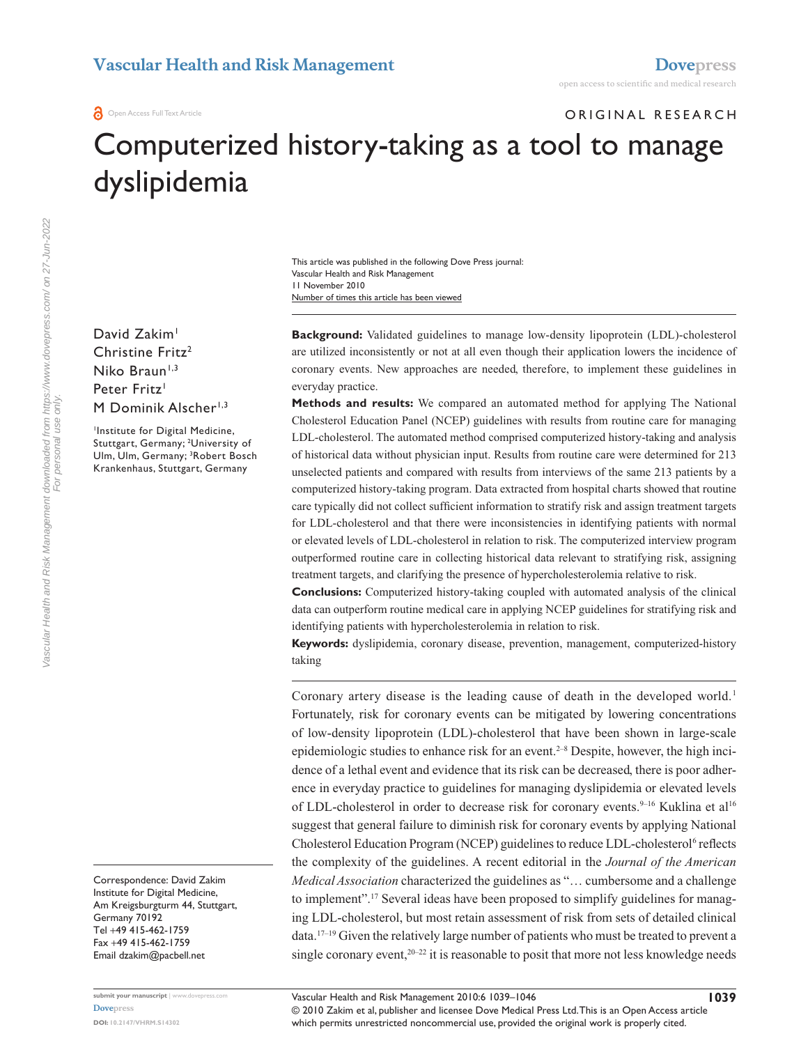# Computerized history-taking as a tool to manage dyslipidemia

This article was published in the following Dove Press journal:
Vascular Health and Risk Management
11 November 2010
Number of times this article has been viewed

David Zakim[1]
Christine Fritz[2]
Niko Braun[1,3]
Peter Fritz[1]
M Dominik Alscher[1,3]

[1]Institute for Digital Medicine, Stuttgart, Germany; [2]University of Ulm, Ulm, Germany; [3]Robert Bosch Krankenhaus, Stuttgart, Germany

Correspondence: David Zakim
Institute for Digital Medicine,
Am Kreigsburgturm 44, Stuttgart,
Germany 70192
Tel +49 415-462-1759
Fax +49 415-462-1759
Email dzakim@pacbell.net

**Background:** Validated guidelines to manage low-density lipoprotein (LDL)-cholesterol are utilized inconsistently or not at all even though their application lowers the incidence of coronary events. New approaches are needed, therefore, to implement these guidelines in everyday practice.

**Methods and results:** We compared an automated method for applying The National Cholesterol Education Panel (NCEP) guidelines with results from routine care for managing LDL-cholesterol. The automated method comprised computerized history-taking and analysis of historical data without physician input. Results from routine care were determined for 213 unselected patients and compared with results from interviews of the same 213 patients by a computerized history-taking program. Data extracted from hospital charts showed that routine care typically did not collect sufficient information to stratify risk and assign treatment targets for LDL-cholesterol and that there were inconsistencies in identifying patients with normal or elevated levels of LDL-cholesterol in relation to risk. The computerized interview program outperformed routine care in collecting historical data relevant to stratifying risk, assigning treatment targets, and clarifying the presence of hypercholesterolemia relative to risk.

**Conclusions:** Computerized history-taking coupled with automated analysis of the clinical data can outperform routine medical care in applying NCEP guidelines for stratifying risk and identifying patients with hypercholesterolemia in relation to risk.

**Keywords:** dyslipidemia, coronary disease, prevention, management, computerized-history taking

Coronary artery disease is the leading cause of death in the developed world.[1] Fortunately, risk for coronary events can be mitigated by lowering concentrations of low-density lipoprotein (LDL)-cholesterol that have been shown in large-scale epidemiologic studies to enhance risk for an event.[2–8] Despite, however, the high incidence of a lethal event and evidence that its risk can be decreased, there is poor adherence in everyday practice to guidelines for managing dyslipidemia or elevated levels of LDL-cholesterol in order to decrease risk for coronary events.[9–16] Kuklina et al[16] suggest that general failure to diminish risk for coronary events by applying National Cholesterol Education Program (NCEP) guidelines to reduce LDL-cholesterol[6] reflects the complexity of the guidelines. A recent editorial in the *Journal of the American Medical Association* characterized the guidelines as "… cumbersome and a challenge to implement".[17] Several ideas have been proposed to simplify guidelines for managing LDL-cholesterol, but most retain assessment of risk from sets of detailed clinical data.[17–19] Given the relatively large number of patients who must be treated to prevent a single coronary event,[20–22] it is reasonable to posit that more not less knowledge needs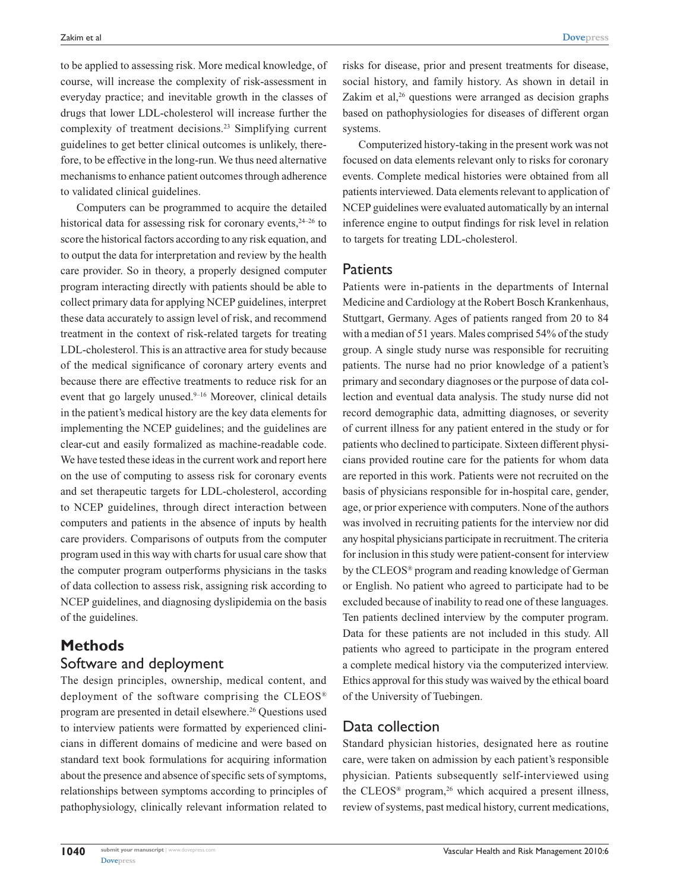to be applied to assessing risk. More medical knowledge, of course, will increase the complexity of risk-assessment in everyday practice; and inevitable growth in the classes of drugs that lower LDL-cholesterol will increase further the complexity of treatment decisions.[23] Simplifying current guidelines to get better clinical outcomes is unlikely, therefore, to be effective in the long-run. We thus need alternative mechanisms to enhance patient outcomes through adherence to validated clinical guidelines.

Computers can be programmed to acquire the detailed historical data for assessing risk for coronary events,[24–26] to score the historical factors according to any risk equation, and to output the data for interpretation and review by the health care provider. So in theory, a properly designed computer program interacting directly with patients should be able to collect primary data for applying NCEP guidelines, interpret these data accurately to assign level of risk, and recommend treatment in the context of risk-related targets for treating LDL-cholesterol. This is an attractive area for study because of the medical significance of coronary artery events and because there are effective treatments to reduce risk for an event that go largely unused.[9–16] Moreover, clinical details in the patient's medical history are the key data elements for implementing the NCEP guidelines; and the guidelines are clear-cut and easily formalized as machine-readable code. We have tested these ideas in the current work and report here on the use of computing to assess risk for coronary events and set therapeutic targets for LDL-cholesterol, according to NCEP guidelines, through direct interaction between computers and patients in the absence of inputs by health care providers. Comparisons of outputs from the computer program used in this way with charts for usual care show that the computer program outperforms physicians in the tasks of data collection to assess risk, assigning risk according to NCEP guidelines, and diagnosing dyslipidemia on the basis of the guidelines.

# Methods

## Software and deployment

The design principles, ownership, medical content, and deployment of the software comprising the CLEOS® program are presented in detail elsewhere.[26] Questions used to interview patients were formatted by experienced clinicians in different domains of medicine and were based on standard text book formulations for acquiring information about the presence and absence of specific sets of symptoms, relationships between symptoms according to principles of pathophysiology, clinically relevant information related to risks for disease, prior and present treatments for disease, social history, and family history. As shown in detail in Zakim et al,[26] questions were arranged as decision graphs based on pathophysiologies for diseases of different organ systems.

Computerized history-taking in the present work was not focused on data elements relevant only to risks for coronary events. Complete medical histories were obtained from all patients interviewed. Data elements relevant to application of NCEP guidelines were evaluated automatically by an internal inference engine to output findings for risk level in relation to targets for treating LDL-cholesterol.

## Patients

Patients were in-patients in the departments of Internal Medicine and Cardiology at the Robert Bosch Krankenhaus, Stuttgart, Germany. Ages of patients ranged from 20 to 84 with a median of 51 years. Males comprised 54% of the study group. A single study nurse was responsible for recruiting patients. The nurse had no prior knowledge of a patient's primary and secondary diagnoses or the purpose of data collection and eventual data analysis. The study nurse did not record demographic data, admitting diagnoses, or severity of current illness for any patient entered in the study or for patients who declined to participate. Sixteen different physicians provided routine care for the patients for whom data are reported in this work. Patients were not recruited on the basis of physicians responsible for in-hospital care, gender, age, or prior experience with computers. None of the authors was involved in recruiting patients for the interview nor did any hospital physicians participate in recruitment. The criteria for inclusion in this study were patient-consent for interview by the CLEOS® program and reading knowledge of German or English. No patient who agreed to participate had to be excluded because of inability to read one of these languages. Ten patients declined interview by the computer program. Data for these patients are not included in this study. All patients who agreed to participate in the program entered a complete medical history via the computerized interview. Ethics approval for this study was waived by the ethical board of the University of Tuebingen.

## Data collection

Standard physician histories, designated here as routine care, were taken on admission by each patient's responsible physician. Patients subsequently self-interviewed using the CLEOS® program,[26] which acquired a present illness, review of systems, past medical history, current medications,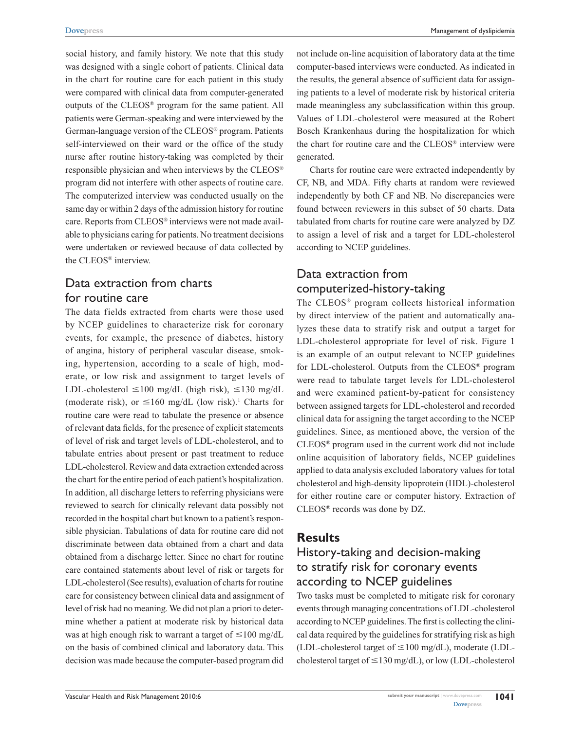social history, and family history. We note that this study was designed with a single cohort of patients. Clinical data in the chart for routine care for each patient in this study were compared with clinical data from computer-generated outputs of the CLEOS® program for the same patient. All patients were German-speaking and were interviewed by the German-language version of the CLEOS® program. Patients self-interviewed on their ward or the office of the study nurse after routine history-taking was completed by their responsible physician and when interviews by the CLEOS® program did not interfere with other aspects of routine care. The computerized interview was conducted usually on the same day or within 2 days of the admission history for routine care. Reports from CLEOS® interviews were not made available to physicians caring for patients. No treatment decisions were undertaken or reviewed because of data collected by the CLEOS® interview.

## Data extraction from charts for routine care

The data fields extracted from charts were those used by NCEP guidelines to characterize risk for coronary events, for example, the presence of diabetes, history of angina, history of peripheral vascular disease, smoking, hypertension, according to a scale of high, moderate, or low risk and assignment to target levels of LDL-cholesterol $\leq$100 mg/dL (high risk), $\leq$130 mg/dL (moderate risk), or $\leq$160 mg/dL (low risk).[1] Charts for routine care were read to tabulate the presence or absence of relevant data fields, for the presence of explicit statements of level of risk and target levels of LDL-cholesterol, and to tabulate entries about present or past treatment to reduce LDL-cholesterol. Review and data extraction extended across the chart for the entire period of each patient's hospitalization. In addition, all discharge letters to referring physicians were reviewed to search for clinically relevant data possibly not recorded in the hospital chart but known to a patient's responsible physician. Tabulations of data for routine care did not discriminate between data obtained from a chart and data obtained from a discharge letter. Since no chart for routine care contained statements about level of risk or targets for LDL-cholesterol (See results), evaluation of charts for routine care for consistency between clinical data and assignment of level of risk had no meaning. We did not plan a priori to determine whether a patient at moderate risk by historical data was at high enough risk to warrant a target of $\leq$100 mg/dL on the basis of combined clinical and laboratory data. This decision was made because the computer-based program did not include on-line acquisition of laboratory data at the time computer-based interviews were conducted. As indicated in the results, the general absence of sufficient data for assigning patients to a level of moderate risk by historical criteria made meaningless any subclassification within this group. Values of LDL-cholesterol were measured at the Robert Bosch Krankenhaus during the hospitalization for which the chart for routine care and the CLEOS® interview were generated.

Charts for routine care were extracted independently by CF, NB, and MDA. Fifty charts at random were reviewed independently by both CF and NB. No discrepancies were found between reviewers in this subset of 50 charts. Data tabulated from charts for routine care were analyzed by DZ to assign a level of risk and a target for LDL-cholesterol according to NCEP guidelines.

## Data extraction from computerized-history-taking

The CLEOS® program collects historical information by direct interview of the patient and automatically analyzes these data to stratify risk and output a target for LDL-cholesterol appropriate for level of risk. Figure 1 is an example of an output relevant to NCEP guidelines for LDL-cholesterol. Outputs from the CLEOS® program were read to tabulate target levels for LDL-cholesterol and were examined patient-by-patient for consistency between assigned targets for LDL-cholesterol and recorded clinical data for assigning the target according to the NCEP guidelines. Since, as mentioned above, the version of the CLEOS® program used in the current work did not include online acquisition of laboratory fields, NCEP guidelines applied to data analysis excluded laboratory values for total cholesterol and high-density lipoprotein (HDL)-cholesterol for either routine care or computer history. Extraction of CLEOS® records was done by DZ.

# Results

## History-taking and decision-making to stratify risk for coronary events according to NCEP guidelines

Two tasks must be completed to mitigate risk for coronary events through managing concentrations of LDL-cholesterol according to NCEP guidelines. The first is collecting the clinical data required by the guidelines for stratifying risk as high (LDL-cholesterol target of $\leq$100 mg/dL), moderate (LDL-cholesterol target of $\leq$130 mg/dL), or low (LDL-cholesterol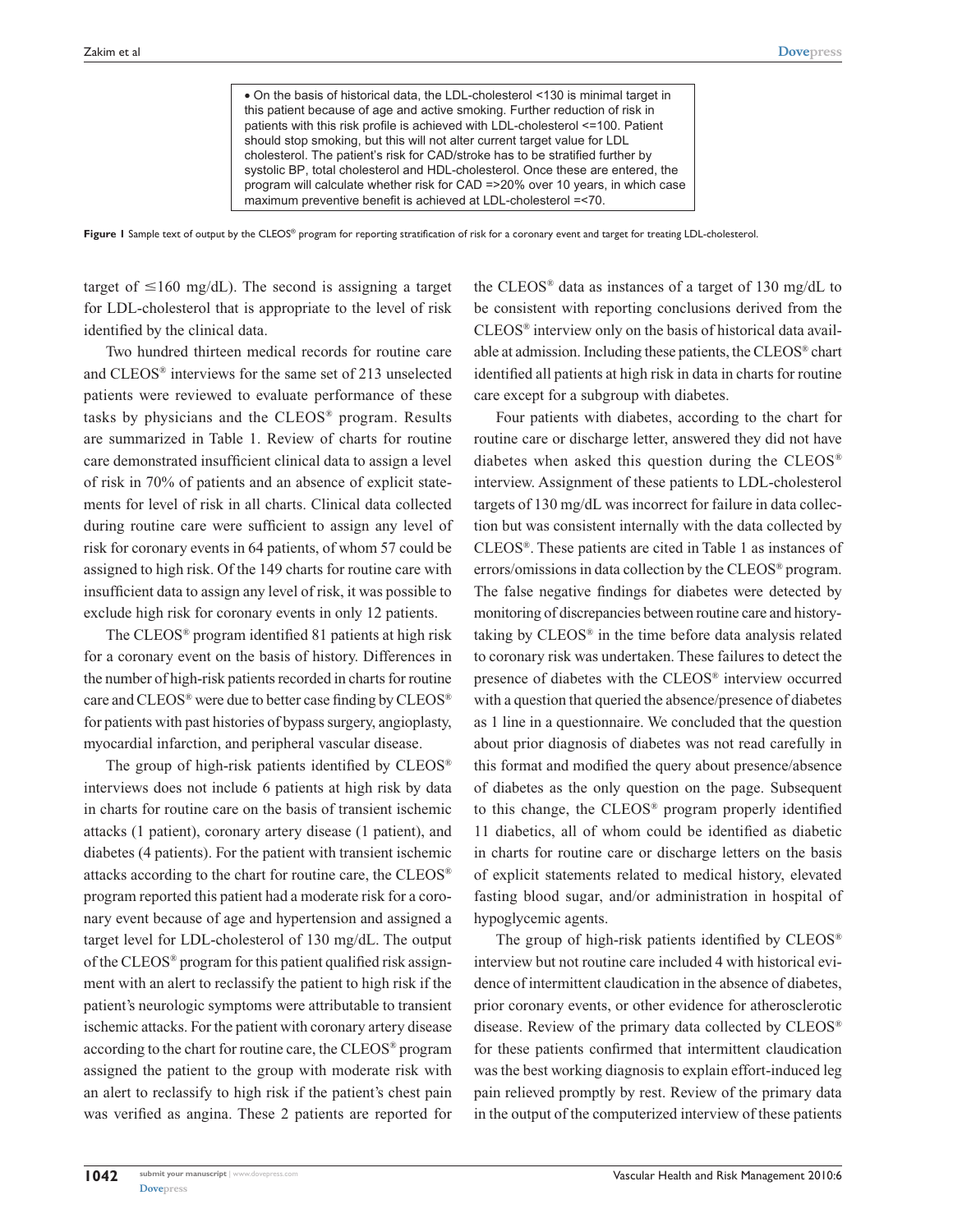• On the basis of historical data, the LDL-cholesterol <130 is minimal target in this patient because of age and active smoking. Further reduction of risk in patients with this risk profile is achieved with LDL-cholesterol <=100. Patient should stop smoking, but this will not alter current target value for LDL cholesterol. The patient's risk for CAD/stroke has to be stratified further by systolic BP, total cholesterol and HDL-cholesterol. Once these are entered, the program will calculate whether risk for CAD =>20% over 10 years, in which case maximum preventive benefit is achieved at LDL-cholesterol =<70.

**Figure 1** Sample text of output by the CLEOS® program for reporting stratification of risk for a coronary event and target for treating LDL-cholesterol.

target of ≤160 mg/dL). The second is assigning a target for LDL-cholesterol that is appropriate to the level of risk identified by the clinical data.

Two hundred thirteen medical records for routine care and CLEOS® interviews for the same set of 213 unselected patients were reviewed to evaluate performance of these tasks by physicians and the CLEOS® program. Results are summarized in Table 1. Review of charts for routine care demonstrated insufficient clinical data to assign a level of risk in 70% of patients and an absence of explicit statements for level of risk in all charts. Clinical data collected during routine care were sufficient to assign any level of risk for coronary events in 64 patients, of whom 57 could be assigned to high risk. Of the 149 charts for routine care with insufficient data to assign any level of risk, it was possible to exclude high risk for coronary events in only 12 patients.

The CLEOS® program identified 81 patients at high risk for a coronary event on the basis of history. Differences in the number of high-risk patients recorded in charts for routine care and CLEOS® were due to better case finding by CLEOS® for patients with past histories of bypass surgery, angioplasty, myocardial infarction, and peripheral vascular disease.

The group of high-risk patients identified by CLEOS® interviews does not include 6 patients at high risk by data in charts for routine care on the basis of transient ischemic attacks (1 patient), coronary artery disease (1 patient), and diabetes (4 patients). For the patient with transient ischemic attacks according to the chart for routine care, the CLEOS® program reported this patient had a moderate risk for a coronary event because of age and hypertension and assigned a target level for LDL-cholesterol of 130 mg/dL. The output of the CLEOS® program for this patient qualified risk assignment with an alert to reclassify the patient to high risk if the patient's neurologic symptoms were attributable to transient ischemic attacks. For the patient with coronary artery disease according to the chart for routine care, the CLEOS® program assigned the patient to the group with moderate risk with an alert to reclassify to high risk if the patient's chest pain was verified as angina. These 2 patients are reported for the CLEOS® data as instances of a target of 130 mg/dL to be consistent with reporting conclusions derived from the CLEOS® interview only on the basis of historical data available at admission. Including these patients, the CLEOS® chart identified all patients at high risk in data in charts for routine care except for a subgroup with diabetes.

Four patients with diabetes, according to the chart for routine care or discharge letter, answered they did not have diabetes when asked this question during the CLEOS® interview. Assignment of these patients to LDL-cholesterol targets of 130 mg/dL was incorrect for failure in data collection but was consistent internally with the data collected by CLEOS®. These patients are cited in Table 1 as instances of errors/omissions in data collection by the CLEOS® program. The false negative findings for diabetes were detected by monitoring of discrepancies between routine care and history-taking by CLEOS® in the time before data analysis related to coronary risk was undertaken. These failures to detect the presence of diabetes with the CLEOS® interview occurred with a question that queried the absence/presence of diabetes as 1 line in a questionnaire. We concluded that the question about prior diagnosis of diabetes was not read carefully in this format and modified the query about presence/absence of diabetes as the only question on the page. Subsequent to this change, the CLEOS® program properly identified 11 diabetics, all of whom could be identified as diabetic in charts for routine care or discharge letters on the basis of explicit statements related to medical history, elevated fasting blood sugar, and/or administration in hospital of hypoglycemic agents.

The group of high-risk patients identified by CLEOS® interview but not routine care included 4 with historical evidence of intermittent claudication in the absence of diabetes, prior coronary events, or other evidence for atherosclerotic disease. Review of the primary data collected by CLEOS® for these patients confirmed that intermittent claudication was the best working diagnosis to explain effort-induced leg pain relieved promptly by rest. Review of the primary data in the output of the computerized interview of these patients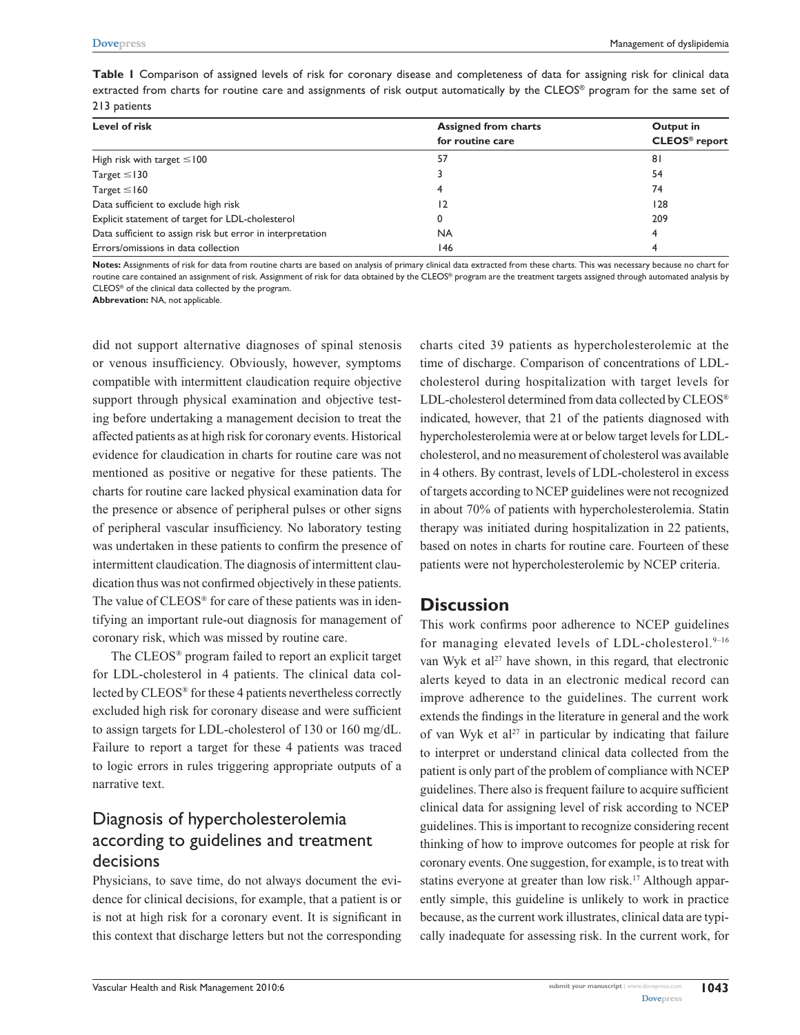**Table 1** Comparison of assigned levels of risk for coronary disease and completeness of data for assigning risk for clinical data extracted from charts for routine care and assignments of risk output automatically by the CLEOS® program for the same set of 213 patients

| Level of risk | Assigned from charts for routine care | Output in CLEOS® report |
| --- | --- | --- |
| High risk with target ≤100 | 57 | 81 |
| Target ≤130 | 3 | 54 |
| Target ≤160 | 4 | 74 |
| Data sufficient to exclude high risk | 12 | 128 |
| Explicit statement of target for LDL-cholesterol | 0 | 209 |
| Data sufficient to assign risk but error in interpretation | NA | 4 |
| Errors/omissions in data collection | 146 | 4 |

**Notes:** Assignments of risk for data from routine charts are based on analysis of primary clinical data extracted from these charts. This was necessary because no chart for routine care contained an assignment of risk. Assignment of risk for data obtained by the CLEOS® program are the treatment targets assigned through automated analysis by CLEOS® of the clinical data collected by the program.
**Abbreviation:** NA, not applicable.

did not support alternative diagnoses of spinal stenosis or venous insufficiency. Obviously, however, symptoms compatible with intermittent claudication require objective support through physical examination and objective testing before undertaking a management decision to treat the affected patients as at high risk for coronary events. Historical evidence for claudication in charts for routine care was not mentioned as positive or negative for these patients. The charts for routine care lacked physical examination data for the presence or absence of peripheral pulses or other signs of peripheral vascular insufficiency. No laboratory testing was undertaken in these patients to confirm the presence of intermittent claudication. The diagnosis of intermittent claudication thus was not confirmed objectively in these patients. The value of CLEOS® for care of these patients was in identifying an important rule-out diagnosis for management of coronary risk, which was missed by routine care.

The CLEOS® program failed to report an explicit target for LDL-cholesterol in 4 patients. The clinical data collected by CLEOS® for these 4 patients nevertheless correctly excluded high risk for coronary disease and were sufficient to assign targets for LDL-cholesterol of 130 or 160 mg/dL. Failure to report a target for these 4 patients was traced to logic errors in rules triggering appropriate outputs of a narrative text.

## Diagnosis of hypercholesterolemia according to guidelines and treatment decisions

Physicians, to save time, do not always document the evidence for clinical decisions, for example, that a patient is or is not at high risk for a coronary event. It is significant in this context that discharge letters but not the corresponding charts cited 39 patients as hypercholesterolemic at the time of discharge. Comparison of concentrations of LDL-cholesterol during hospitalization with target levels for LDL-cholesterol determined from data collected by CLEOS® indicated, however, that 21 of the patients diagnosed with hypercholesterolemia were at or below target levels for LDL-cholesterol, and no measurement of cholesterol was available in 4 others. By contrast, levels of LDL-cholesterol in excess of targets according to NCEP guidelines were not recognized in about 70% of patients with hypercholesterolemia. Statin therapy was initiated during hospitalization in 22 patients, based on notes in charts for routine care. Fourteen of these patients were not hypercholesterolemic by NCEP criteria.

# Discussion

This work confirms poor adherence to NCEP guidelines for managing elevated levels of LDL-cholesterol.[9–16] van Wyk et al[27] have shown, in this regard, that electronic alerts keyed to data in an electronic medical record can improve adherence to the guidelines. The current work extends the findings in the literature in general and the work of van Wyk et al[27] in particular by indicating that failure to interpret or understand clinical data collected from the patient is only part of the problem of compliance with NCEP guidelines. There also is frequent failure to acquire sufficient clinical data for assigning level of risk according to NCEP guidelines. This is important to recognize considering recent thinking of how to improve outcomes for people at risk for coronary events. One suggestion, for example, is to treat with statins everyone at greater than low risk.[17] Although apparently simple, this guideline is unlikely to work in practice because, as the current work illustrates, clinical data are typically inadequate for assessing risk. In the current work, for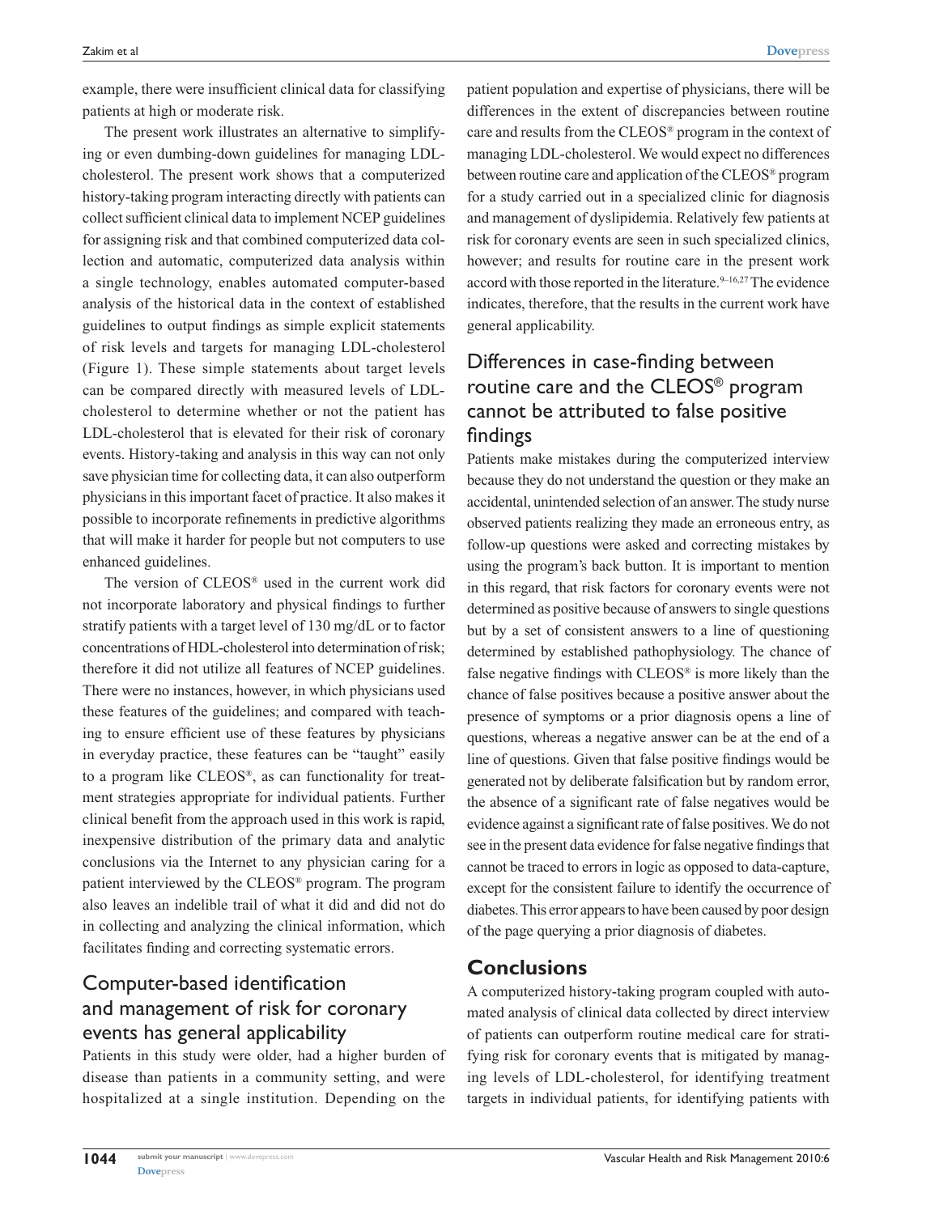example, there were insufficient clinical data for classifying patients at high or moderate risk.

The present work illustrates an alternative to simplifying or even dumbing-down guidelines for managing LDL-cholesterol. The present work shows that a computerized history-taking program interacting directly with patients can collect sufficient clinical data to implement NCEP guidelines for assigning risk and that combined computerized data collection and automatic, computerized data analysis within a single technology, enables automated computer-based analysis of the historical data in the context of established guidelines to output findings as simple explicit statements of risk levels and targets for managing LDL-cholesterol (Figure 1). These simple statements about target levels can be compared directly with measured levels of LDL-cholesterol to determine whether or not the patient has LDL-cholesterol that is elevated for their risk of coronary events. History-taking and analysis in this way can not only save physician time for collecting data, it can also outperform physicians in this important facet of practice. It also makes it possible to incorporate refinements in predictive algorithms that will make it harder for people but not computers to use enhanced guidelines.

The version of CLEOS® used in the current work did not incorporate laboratory and physical findings to further stratify patients with a target level of 130 mg/dL or to factor concentrations of HDL-cholesterol into determination of risk; therefore it did not utilize all features of NCEP guidelines. There were no instances, however, in which physicians used these features of the guidelines; and compared with teaching to ensure efficient use of these features by physicians in everyday practice, these features can be "taught" easily to a program like CLEOS®, as can functionality for treatment strategies appropriate for individual patients. Further clinical benefit from the approach used in this work is rapid, inexpensive distribution of the primary data and analytic conclusions via the Internet to any physician caring for a patient interviewed by the CLEOS® program. The program also leaves an indelible trail of what it did and did not do in collecting and analyzing the clinical information, which facilitates finding and correcting systematic errors.

## Computer-based identification and management of risk for coronary events has general applicability

Patients in this study were older, had a higher burden of disease than patients in a community setting, and were hospitalized at a single institution. Depending on the patient population and expertise of physicians, there will be differences in the extent of discrepancies between routine care and results from the CLEOS® program in the context of managing LDL-cholesterol. We would expect no differences between routine care and application of the CLEOS® program for a study carried out in a specialized clinic for diagnosis and management of dyslipidemia. Relatively few patients at risk for coronary events are seen in such specialized clinics, however; and results for routine care in the present work accord with those reported in the literature.[9–16,27] The evidence indicates, therefore, that the results in the current work have general applicability.

## Differences in case-finding between routine care and the CLEOS® program cannot be attributed to false positive findings

Patients make mistakes during the computerized interview because they do not understand the question or they make an accidental, unintended selection of an answer. The study nurse observed patients realizing they made an erroneous entry, as follow-up questions were asked and correcting mistakes by using the program's back button. It is important to mention in this regard, that risk factors for coronary events were not determined as positive because of answers to single questions but by a set of consistent answers to a line of questioning determined by established pathophysiology. The chance of false negative findings with CLEOS® is more likely than the chance of false positives because a positive answer about the presence of symptoms or a prior diagnosis opens a line of questions, whereas a negative answer can be at the end of a line of questions. Given that false positive findings would be generated not by deliberate falsification but by random error, the absence of a significant rate of false negatives would be evidence against a significant rate of false positives. We do not see in the present data evidence for false negative findings that cannot be traced to errors in logic as opposed to data-capture, except for the consistent failure to identify the occurrence of diabetes. This error appears to have been caused by poor design of the page querying a prior diagnosis of diabetes.

## Conclusions

A computerized history-taking program coupled with automated analysis of clinical data collected by direct interview of patients can outperform routine medical care for stratifying risk for coronary events that is mitigated by managing levels of LDL-cholesterol, for identifying treatment targets in individual patients, for identifying patients with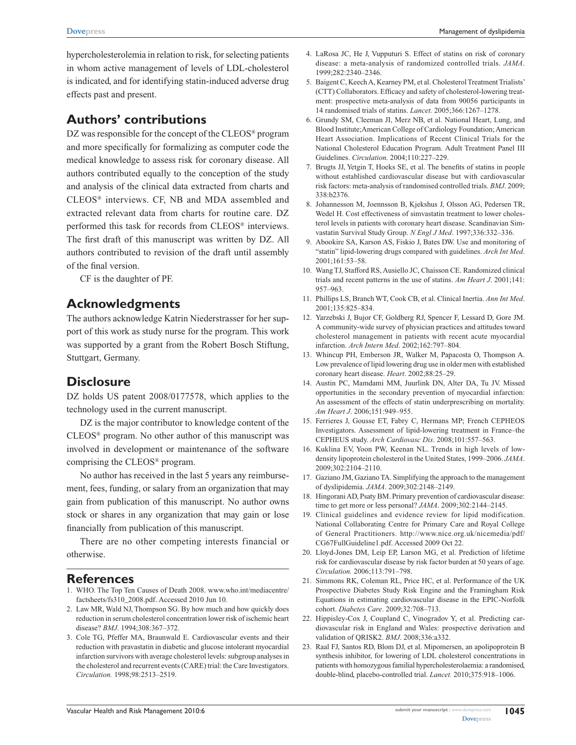hypercholesterolemia in relation to risk, for selecting patients in whom active management of levels of LDL-cholesterol is indicated, and for identifying statin-induced adverse drug effects past and present.

## Authors' contributions

DZ was responsible for the concept of the CLEOS® program and more specifically for formalizing as computer code the medical knowledge to assess risk for coronary disease. All authors contributed equally to the conception of the study and analysis of the clinical data extracted from charts and CLEOS® interviews. CF, NB and MDA assembled and extracted relevant data from charts for routine care. DZ performed this task for records from CLEOS® interviews. The first draft of this manuscript was written by DZ. All authors contributed to revision of the draft until assembly of the final version.

CF is the daughter of PF.

## Acknowledgments

The authors acknowledge Katrin Niederstrasser for her support of this work as study nurse for the program. This work was supported by a grant from the Robert Bosch Stiftung, Stuttgart, Germany.

## Disclosure

DZ holds US patent 2008/0177578, which applies to the technology used in the current manuscript.

DZ is the major contributor to knowledge content of the CLEOS® program. No other author of this manuscript was involved in development or maintenance of the software comprising the CLEOS® program.

No author has received in the last 5 years any reimbursement, fees, funding, or salary from an organization that may gain from publication of this manuscript. No author owns stock or shares in any organization that may gain or lose financially from publication of this manuscript.

There are no other competing interests financial or otherwise.

## References

1. WHO. The Top Ten Causes of Death 2008. www.who.int/mediacentre/factsheets/fs310_2008.pdf. Accessed 2010 Jun 10.
2. Law MR, Wald NJ, Thompson SG. By how much and how quickly does reduction in serum cholesterol concentration lower risk of ischemic heart disease? *BMJ*. 1994;308:367–372.
3. Cole TG, Pfeffer MA, Braunwald E. Cardiovascular events and their reduction with pravastatin in diabetic and glucose intolerant myocardial infarction survivors with average cholesterol levels: subgroup analyses in the cholesterol and recurrent events (CARE) trial: the Care Investigators. *Circulation.* 1998;98:2513–2519.
4. LaRosa JC, He J, Vupputuri S. Effect of statins on risk of coronary disease: a meta-analysis of randomized controlled trials. *JAMA*. 1999;282:2340–2346.
5. Baigent C, Keech A, Kearney PM, et al. Cholesterol Treatment Trialists' (CTT) Collaborators. Efficacy and safety of cholesterol-lowering treatment: prospective meta-analysis of data from 90056 participants in 14 randomised trials of statins. *Lancet.* 2005;366:1267–1278.
6. Grundy SM, Cleeman JI, Merz NB, et al. National Heart, Lung, and Blood Institute;American College of Cardiology Foundation; American Heart Association. Implications of Recent Clinical Trials for the National Cholesterol Education Program. Adult Treatment Panel III Guidelines. *Circulation.* 2004;110:227–229.
7. Brugts JJ, Yetgin T, Hoeks SE, et al. The benefits of statins in people without established cardiovascular disease but with cardiovascular risk factors: meta-analysis of randomised controlled trials. *BMJ*. 2009; 338:b2376.
8. Johannesson M, Joennsson B, Kjekshus J, Olsson AG, Pedersen TR, Wedel H. Cost effectiveness of simvastatin treatment to lower cholesterol levels in patients with coronary heart disease. Scandinavian Simvastatin Survival Study Group. *N Engl J Med*. 1997;336:332–336.
9. Abookire SA, Karson AS, Fiskio J, Bates DW. Use and monitoring of "statin" lipid-lowering drugs compared with guidelines. *Arch Int Med*. 2001;161:53–58.
10. Wang TJ, Stafford RS, Ausiello JC, Chaisson CE. Randomized clinical trials and recent patterns in the use of statins. *Am Heart J*. 2001;141: 957–963.
11. Phillips LS, Branch WT, Cook CB, et al. Clinical Inertia. *Ann Int Med*. 2001;135:825–834.
12. Yarzebski J, Bujor CF, Goldberg RJ, Spencer F, Lessard D, Gore JM. A community-wide survey of physician practices and attitudes toward cholesterol management in patients with recent acute myocardial infarction. *Arch Intern Med*. 2002;162:797–804.
13. Whincup PH, Emberson JR, Walker M, Papacosta O, Thompson A. Low prevalence of lipid lowering drug use in older men with established coronary heart disease. *Heart*. 2002;88:25–29.
14. Austin PC, Mamdami MM, Juurlink DN, Alter DA, Tu JV. Missed opportunities in the secondary prevention of myocardial infarction: An assessment of the effects of statin underprescribing on mortality. *Am Heart J*. 2006;151:949–955.
15. Ferrieres J, Gousse ET, Fabry C, Hermans MP; French CEPHEOS Investigators. Assessment of lipid-lowering treatment in France–the CEPHEUS study. *Arch Cardiovasc Dis*. 2008;101:557–563.
16. Kuklina EV, Yoon PW, Keenan NL. Trends in high levels of low-density lipoprotein cholesterol in the United States, 1999–2006. *JAMA*. 2009;302:2104–2110.
17. Gaziano JM, Gaziano TA. Simplifying the approach to the management of dyslipidemia. *JAMA*. 2009;302:2148–2149.
18. Hingorani AD, Psaty BM. Primary prevention of cardiovascular disease: time to get more or less personal? *JAMA*. 2009;302:2144–2145.
19. Clinical guidelines and evidence review for lipid modification. National Collaborating Centre for Primary Care and Royal College of General Practitioners. http://www.nice.org.uk/nicemedia/pdf/CG67FullGuideline1.pdf. Accessed 2009 Oct 22.
20. Lloyd-Jones DM, Leip EP, Larson MG, et al. Prediction of lifetime risk for cardiovascular disease by risk factor burden at 50 years of age. *Circulation.* 2006;113:791–798.
21. Simmons RK, Coleman RL, Price HC, et al. Performance of the UK Prospective Diabetes Study Risk Engine and the Framingham Risk Equations in estimating cardiovascular disease in the EPIC-Norfolk cohort. *Diabetes Care*. 2009;32:708–713.
22. Hippisley-Cox J, Coupland C, Vinogradov Y, et al. Predicting cardiovascular risk in England and Wales: prospective derivation and validation of QRISK2. *BMJ*. 2008;336:a332.
23. Raal FJ, Santos RD, Blom DJ, et al. Mipomersen, an apolipoprotein B synthesis inhibitor, for lowering of LDL cholesterol concentrations in patients with homozygous familial hypercholesterolaemia: a randomised, double-blind, placebo-controlled trial. *Lancet.* 2010;375:918–1006.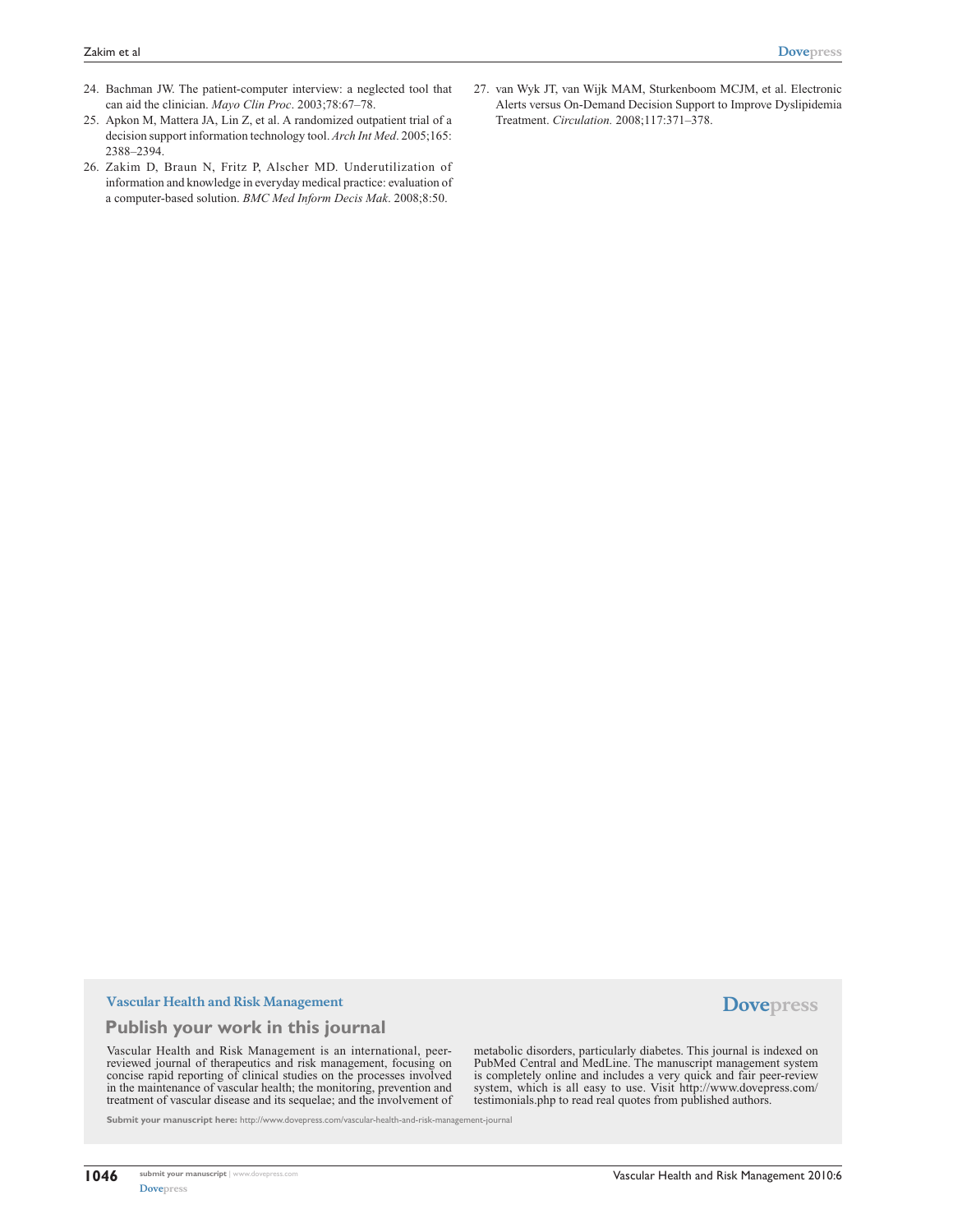24. Bachman JW. The patient-computer interview: a neglected tool that can aid the clinician. *Mayo Clin Proc*. 2003;78:67–78.
25. Apkon M, Mattera JA, Lin Z, et al. A randomized outpatient trial of a decision support information technology tool. *Arch Int Med*. 2005;165: 2388–2394.
26. Zakim D, Braun N, Fritz P, Alscher MD. Underutilization of information and knowledge in everyday medical practice: evaluation of a computer-based solution. *BMC Med Inform Decis Mak*. 2008;8:50.
27. van Wyk JT, van Wijk MAM, Sturkenboom MCJM, et al. Electronic Alerts versus On-Demand Decision Support to Improve Dyslipidemia Treatment. *Circulation*. 2008;117:371–378.

**Vascular Health and Risk Management**

## Publish your work in this journal

Vascular Health and Risk Management is an international, peer-reviewed journal of therapeutics and risk management, focusing on concise rapid reporting of clinical studies on the processes involved in the maintenance of vascular health; the monitoring, prevention and treatment of vascular disease and its sequelae; and the involvement of metabolic disorders, particularly diabetes. This journal is indexed on PubMed Central and MedLine. The manuscript management system is completely online and includes a very quick and fair peer-review system, which is all easy to use. Visit http://www.dovepress.com/testimonials.php to read real quotes from published authors.

**Submit your manuscript here:** http://www.dovepress.com/vascular-health-and-risk-management-journal